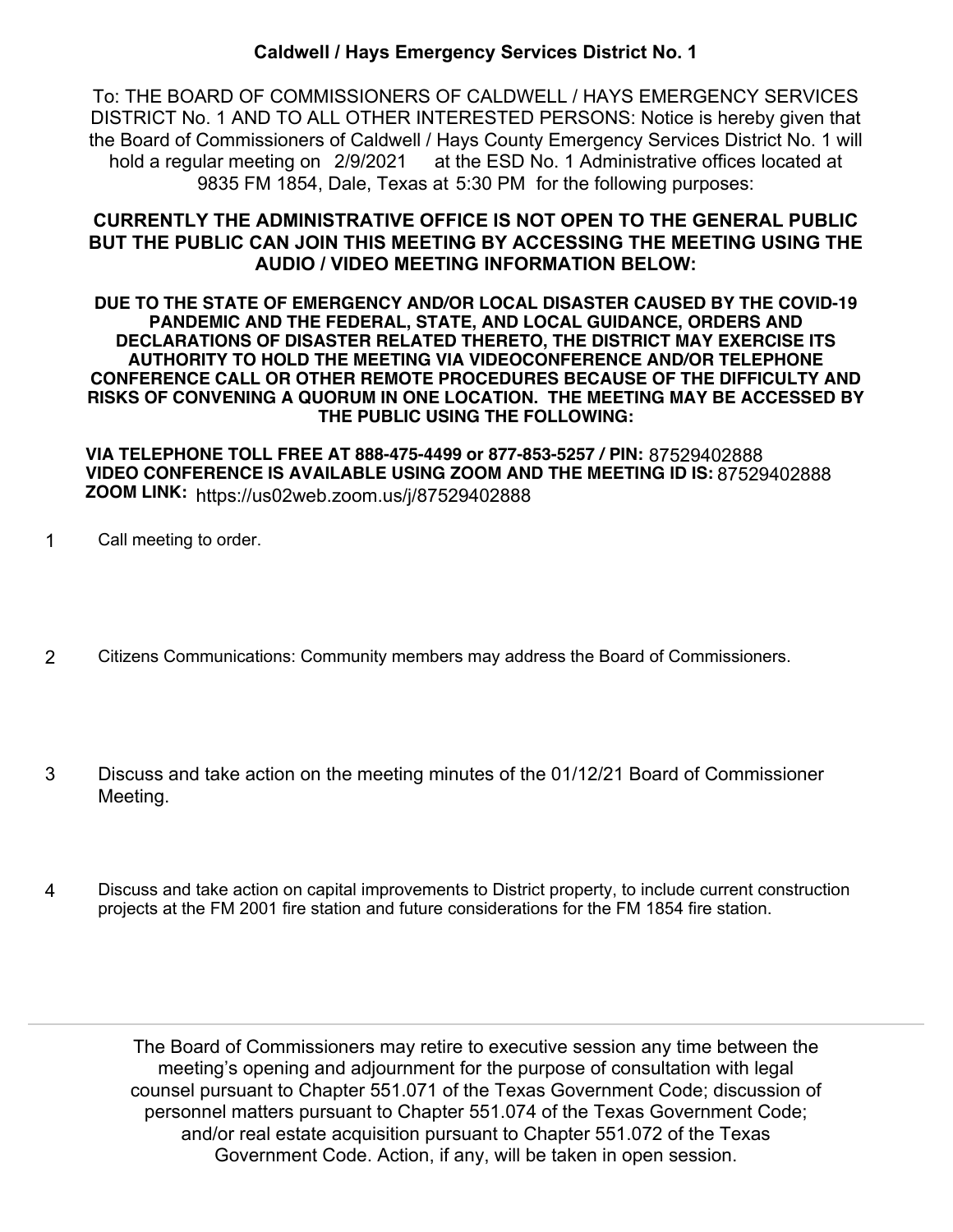# Caldwell / Hays Emergency Services District No. 1

To: THE BOARD OF COMMISSIONERS OF CALDWELL / HAYS EMERGENCY SERVICES DISTRICT No. 1 AND TO ALL OTHER INTERESTED PERSONS: Notice is hereby given that the Board of Commissioners of Caldwell / Hays County Emergency Services District No. 1 will hold a regular meeting on 2/9/2021 at the ESD No. 1 Administrative offices located at 9835 FM 1854, Dale, Texas at 5:30 PM for the following purposes:

**CURRENTLY THE ADMINISTRATIVE OFFICE IS NOT OPEN TO THE GENERAL PUBLIC BUT THE PUBLIC CAN JOIN THIS MEETING BY ACCESSING THE MEETING USING THE AUDIO / VIDEO MEETING INFORMATION BELOW:**

**DUE TO THE STATE OF EMERGENCY AND/OR LOCAL DISASTER CAUSED BY THE COVID-19 PANDEMIC AND THE FEDERAL, STATE, AND LOCAL GUIDANCE, ORDERS AND DECLARATIONS OF DISASTER RELATED THERETO, THE DISTRICT MAY EXERCISE ITS AUTHORITY TO HOLD THE MEETING VIA VIDEOCONFERENCE AND/OR TELEPHONE CONFERENCE CALL OR OTHER REMOTE PROCEDURES BECAUSE OF THE DIFFICULTY AND RISKS OF CONVENING A QUORUM IN ONE LOCATION. THE MEETING MAY BE ACCESSED BY THE PUBLIC USING THE FOLLOWING:**

**VIA TELEPHONE TOLL FREE AT 888-475-4499 or 877-853-5257 / PIN:** 87529402888
**VIDEO CONFERENCE IS AVAILABLE USING ZOOM AND THE MEETING ID IS:** 87529402888
**ZOOM LINK:** https://us02web.zoom.us/j/87529402888

1. Call meeting to order.

2. Citizens Communications: Community members may address the Board of Commissioners.

3. Discuss and take action on the meeting minutes of the 01/12/21 Board of Commissioner Meeting.

4. Discuss and take action on capital improvements to District property, to include current construction projects at the FM 2001 fire station and future considerations for the FM 1854 fire station.

---

The Board of Commissioners may retire to executive session any time between the meeting's opening and adjournment for the purpose of consultation with legal counsel pursuant to Chapter 551.071 of the Texas Government Code; discussion of personnel matters pursuant to Chapter 551.074 of the Texas Government Code; and/or real estate acquisition pursuant to Chapter 551.072 of the Texas Government Code. Action, if any, will be taken in open session.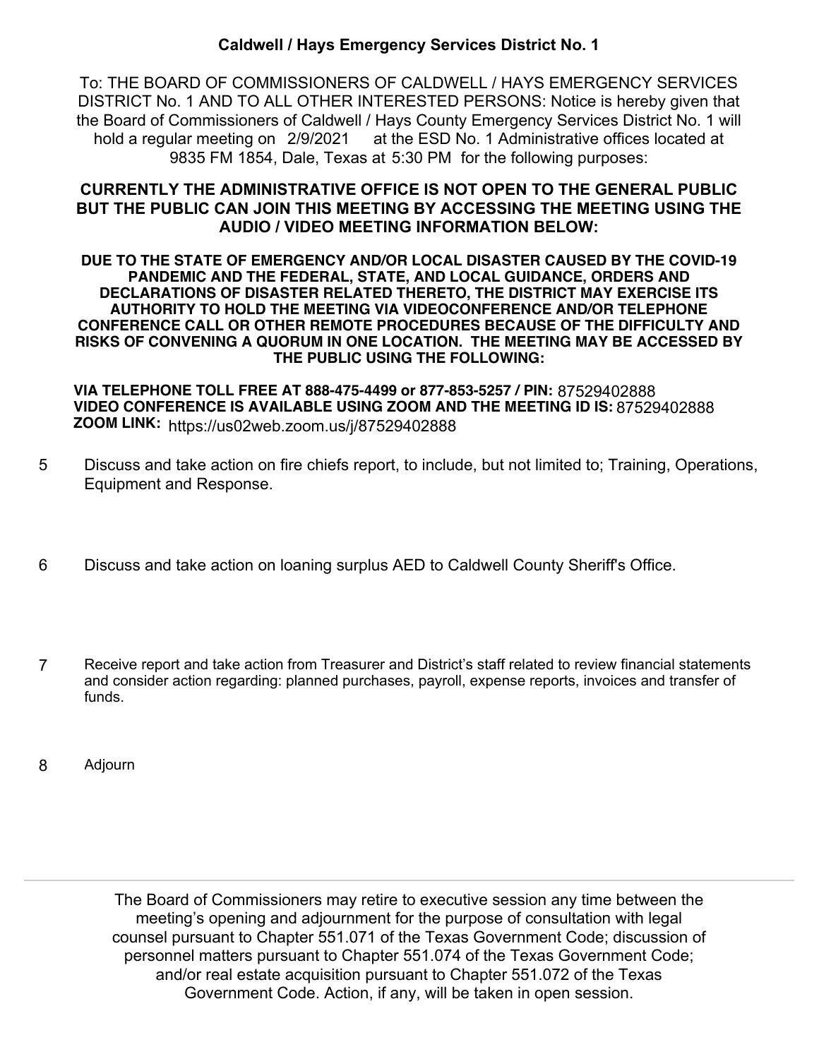## Caldwell / Hays Emergency Services District No. 1

To: THE BOARD OF COMMISSIONERS OF CALDWELL / HAYS EMERGENCY SERVICES DISTRICT No. 1 AND TO ALL OTHER INTERESTED PERSONS: Notice is hereby given that the Board of Commissioners of Caldwell / Hays County Emergency Services District No. 1 will hold a regular meeting on 2/9/2021 at the ESD No. 1 Administrative offices located at 9835 FM 1854, Dale, Texas at 5:30 PM for the following purposes:

**CURRENTLY THE ADMINISTRATIVE OFFICE IS NOT OPEN TO THE GENERAL PUBLIC BUT THE PUBLIC CAN JOIN THIS MEETING BY ACCESSING THE MEETING USING THE AUDIO / VIDEO MEETING INFORMATION BELOW:**

**DUE TO THE STATE OF EMERGENCY AND/OR LOCAL DISASTER CAUSED BY THE COVID-19 PANDEMIC AND THE FEDERAL, STATE, AND LOCAL GUIDANCE, ORDERS AND DECLARATIONS OF DISASTER RELATED THERETO, THE DISTRICT MAY EXERCISE ITS AUTHORITY TO HOLD THE MEETING VIA VIDEOCONFERENCE AND/OR TELEPHONE CONFERENCE CALL OR OTHER REMOTE PROCEDURES BECAUSE OF THE DIFFICULTY AND RISKS OF CONVENING A QUORUM IN ONE LOCATION. THE MEETING MAY BE ACCESSED BY THE PUBLIC USING THE FOLLOWING:**

**VIA TELEPHONE TOLL FREE AT 888-475-4499 or 877-853-5257 / PIN:** 87529402888
**VIDEO CONFERENCE IS AVAILABLE USING ZOOM AND THE MEETING ID IS:** 87529402888
**ZOOM LINK:** https://us02web.zoom.us/j/87529402888

5 Discuss and take action on fire chiefs report, to include, but not limited to; Training, Operations, Equipment and Response.

6 Discuss and take action on loaning surplus AED to Caldwell County Sheriff's Office.

7 Receive report and take action from Treasurer and District's staff related to review financial statements and consider action regarding: planned purchases, payroll, expense reports, invoices and transfer of funds.

8 Adjourn

---

The Board of Commissioners may retire to executive session any time between the meeting's opening and adjournment for the purpose of consultation with legal counsel pursuant to Chapter 551.071 of the Texas Government Code; discussion of personnel matters pursuant to Chapter 551.074 of the Texas Government Code; and/or real estate acquisition pursuant to Chapter 551.072 of the Texas Government Code. Action, if any, will be taken in open session.